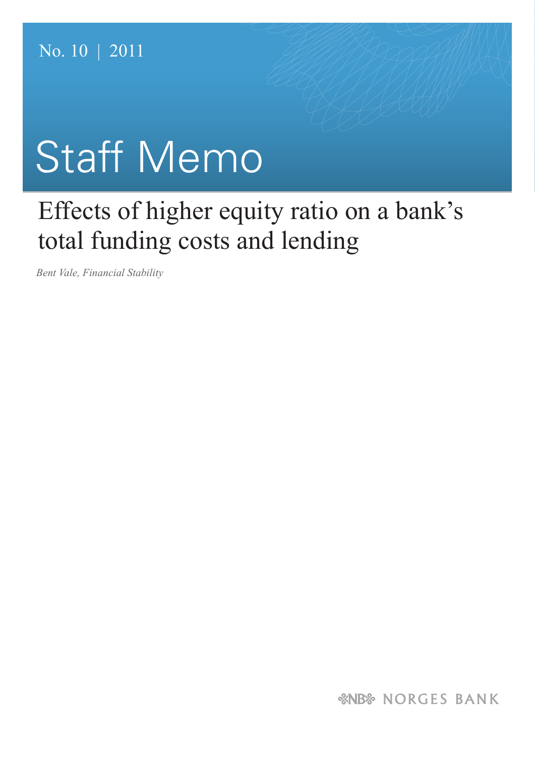No. 10 | 2011

# Staff Memo

## Effects of higher equity ratio on a bank's total funding costs and lending

*Bent Vale, Financial Stability*

NORGES BANK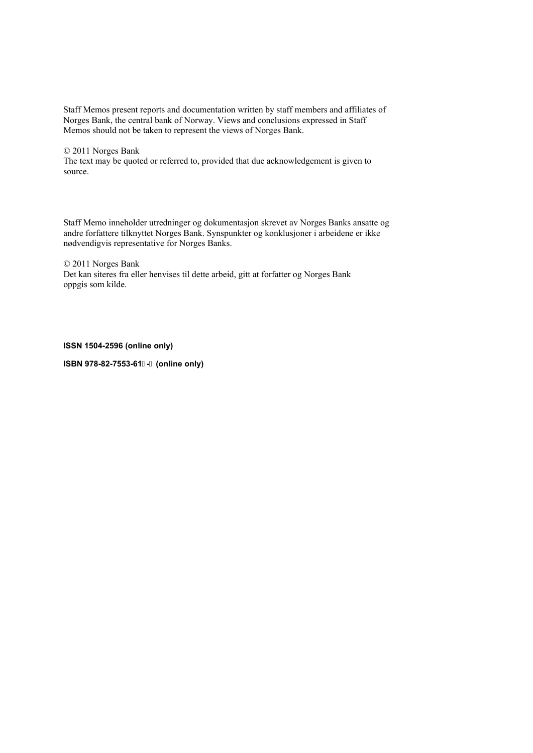Staff Memos present reports and documentation written by staff members and affiliates of Norges Bank, the central bank of Norway. Views and conclusions expressed in Staff Memos should not be taken to represent the views of Norges Bank.

© 2011 Norges Bank
The text may be quoted or referred to, provided that due acknowledgement is given to source.

Staff Memo inneholder utredninger og dokumentasjon skrevet av Norges Banks ansatte og andre forfattere tilknyttet Norges Bank. Synspunkter og konklusjoner i arbeidene er ikke nødvendigvis representative for Norges Banks.

© 2011 Norges Bank
Det kan siteres fra eller henvises til dette arbeid, gitt at forfatter og Norges Bank oppgis som kilde.

**ISSN 1504-2596 (online only)**

**ISBN 978-82-7553-61 - (online only)**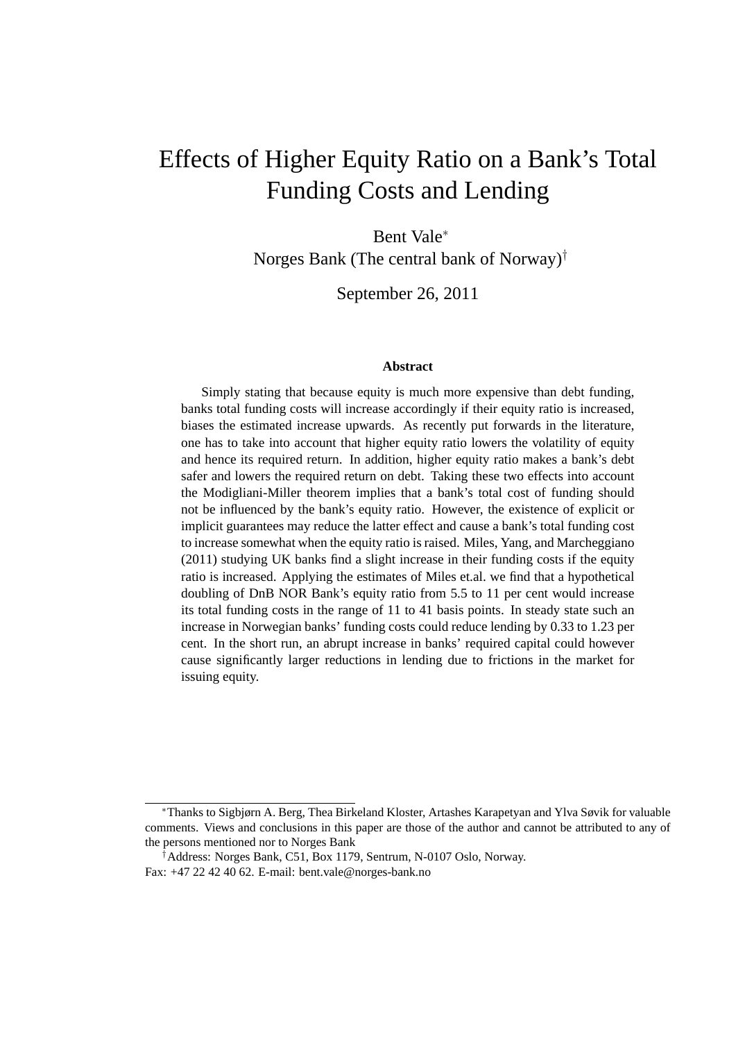# Effects of Higher Equity Ratio on a Bank's Total Funding Costs and Lending

Bent Vale[*]

Norges Bank (The central bank of Norway)[†]

September 26, 2011

### Abstract

Simply stating that because equity is much more expensive than debt funding, banks total funding costs will increase accordingly if their equity ratio is increased, biases the estimated increase upwards. As recently put forwards in the literature, one has to take into account that higher equity ratio lowers the volatility of equity and hence its required return. In addition, higher equity ratio makes a bank's debt safer and lowers the required return on debt. Taking these two effects into account the Modigliani-Miller theorem implies that a bank's total cost of funding should not be influenced by the bank's equity ratio. However, the existence of explicit or implicit guarantees may reduce the latter effect and cause a bank's total funding cost to increase somewhat when the equity ratio is raised. Miles, Yang, and Marcheggiano (2011) studying UK banks find a slight increase in their funding costs if the equity ratio is increased. Applying the estimates of Miles et.al. we find that a hypothetical doubling of DnB NOR Bank's equity ratio from 5.5 to 11 per cent would increase its total funding costs in the range of 11 to 41 basis points. In steady state such an increase in Norwegian banks' funding costs could reduce lending by 0.33 to 1.23 per cent. In the short run, an abrupt increase in banks' required capital could however cause significantly larger reductions in lending due to frictions in the market for issuing equity.

---

[*] Thanks to Sigbjørn A. Berg, Thea Birkeland Kloster, Artashes Karapetyan and Ylva Søvik for valuable comments. Views and conclusions in this paper are those of the author and cannot be attributed to any of the persons mentioned nor to Norges Bank

[†] Address: Norges Bank, C51, Box 1179, Sentrum, N-0107 Oslo, Norway.
Fax: +47 22 42 40 62. E-mail: bent.vale@norges-bank.no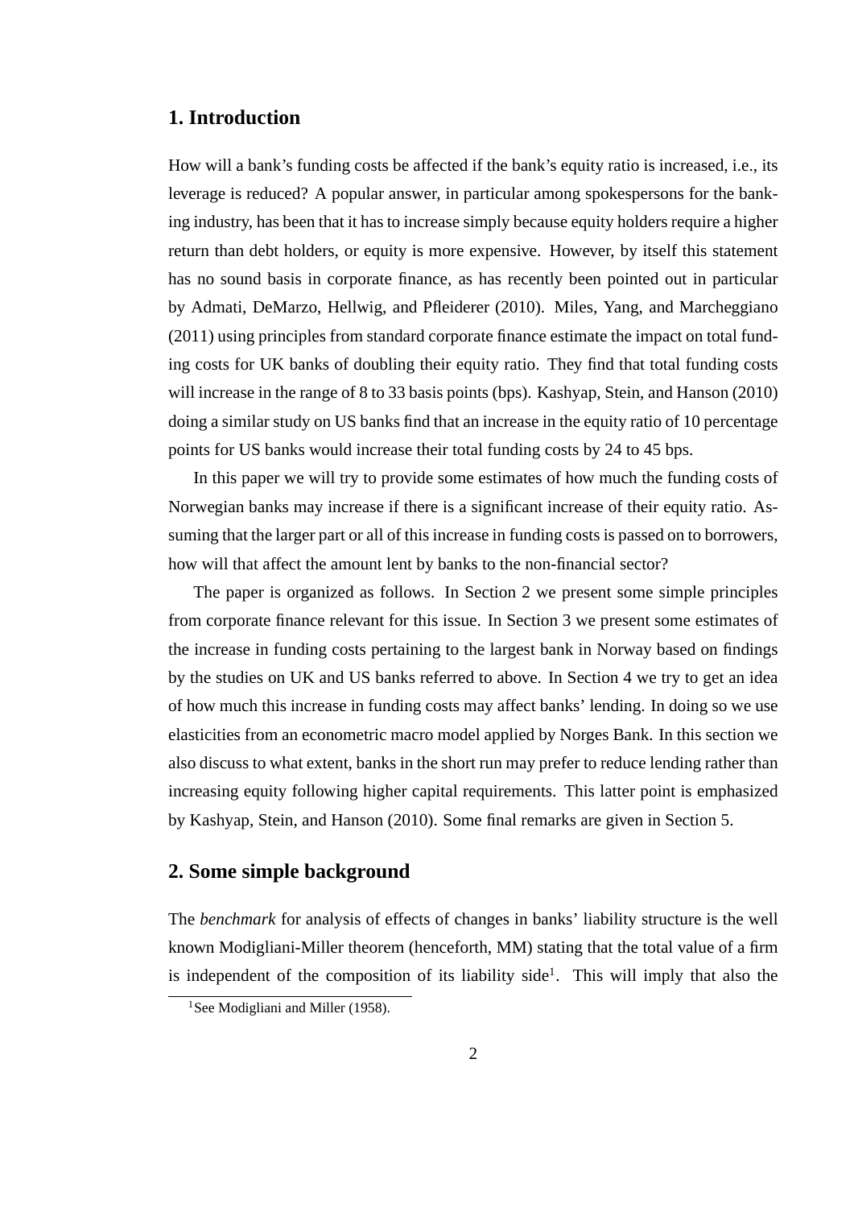## 1. Introduction

How will a bank's funding costs be affected if the bank's equity ratio is increased, i.e., its leverage is reduced? A popular answer, in particular among spokespersons for the banking industry, has been that it has to increase simply because equity holders require a higher return than debt holders, or equity is more expensive. However, by itself this statement has no sound basis in corporate finance, as has recently been pointed out in particular by Admati, DeMarzo, Hellwig, and Pfleiderer (2010). Miles, Yang, and Marcheggiano (2011) using principles from standard corporate finance estimate the impact on total funding costs for UK banks of doubling their equity ratio. They find that total funding costs will increase in the range of 8 to 33 basis points (bps). Kashyap, Stein, and Hanson (2010) doing a similar study on US banks find that an increase in the equity ratio of 10 percentage points for US banks would increase their total funding costs by 24 to 45 bps.

In this paper we will try to provide some estimates of how much the funding costs of Norwegian banks may increase if there is a significant increase of their equity ratio. Assuming that the larger part or all of this increase in funding costs is passed on to borrowers, how will that affect the amount lent by banks to the non-financial sector?

The paper is organized as follows. In Section 2 we present some simple principles from corporate finance relevant for this issue. In Section 3 we present some estimates of the increase in funding costs pertaining to the largest bank in Norway based on findings by the studies on UK and US banks referred to above. In Section 4 we try to get an idea of how much this increase in funding costs may affect banks' lending. In doing so we use elasticities from an econometric macro model applied by Norges Bank. In this section we also discuss to what extent, banks in the short run may prefer to reduce lending rather than increasing equity following higher capital requirements. This latter point is emphasized by Kashyap, Stein, and Hanson (2010). Some final remarks are given in Section 5.

## 2. Some simple background

The *benchmark* for analysis of effects of changes in banks' liability structure is the well known Modigliani-Miller theorem (henceforth, MM) stating that the total value of a firm is independent of the composition of its liability side[1]. This will imply that also the

[1] See Modigliani and Miller (1958).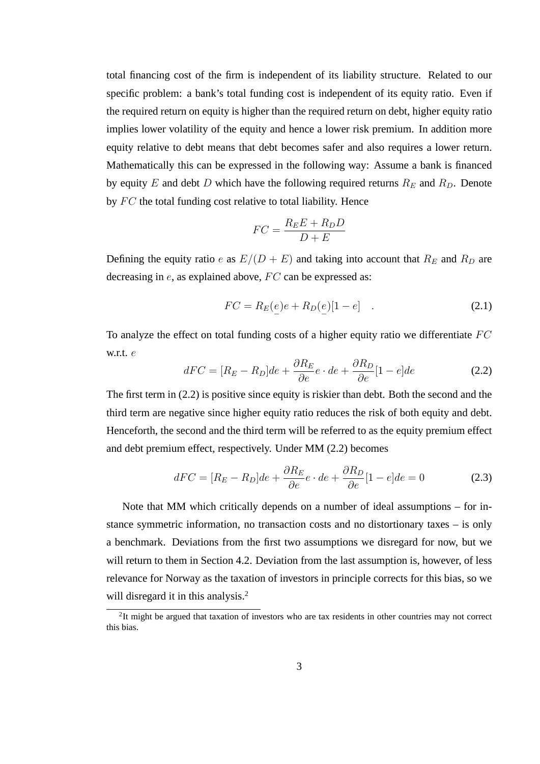total financing cost of the firm is independent of its liability structure. Related to our specific problem: a bank's total funding cost is independent of its equity ratio. Even if the required return on equity is higher than the required return on debt, higher equity ratio implies lower volatility of the equity and hence a lower risk premium. In addition more equity relative to debt means that debt becomes safer and also requires a lower return. Mathematically this can be expressed in the following way: Assume a bank is financed by equity $E$ and debt $D$ which have the following required returns $R_E$ and $R_D$. Denote by $FC$ the total funding cost relative to total liability. Hence

$$FC = \frac{R_E E + R_D D}{D + E}$$

Defining the equity ratio $e$ as $E/(D+E)$ and taking into account that $R_E$ and $R_D$ are decreasing in $e$, as explained above, $FC$ can be expressed as:

$$FC = R_E(\underset{-}{e})e + R_D(\underset{-}{e})[1-e] \quad . \tag{2.1}$$

To analyze the effect on total funding costs of a higher equity ratio we differentiate $FC$ w.r.t. $e$

$$dFC = [R_E - R_D]de + \frac{\partial R_E}{\partial e} e \cdot de + \frac{\partial R_D}{\partial e}[1-e]de \tag{2.2}$$

The first term in (2.2) is positive since equity is riskier than debt. Both the second and the third term are negative since higher equity ratio reduces the risk of both equity and debt. Henceforth, the second and the third term will be referred to as the equity premium effect and debt premium effect, respectively. Under MM (2.2) becomes

$$dFC = [R_E - R_D]de + \frac{\partial R_E}{\partial e} e \cdot de + \frac{\partial R_D}{\partial e}[1-e]de = 0 \tag{2.3}$$

Note that MM which critically depends on a number of ideal assumptions – for instance symmetric information, no transaction costs and no distortionary taxes – is only a benchmark. Deviations from the first two assumptions we disregard for now, but we will return to them in Section 4.2. Deviation from the last assumption is, however, of less relevance for Norway as the taxation of investors in principle corrects for this bias, so we will disregard it in this analysis.[2]

[2] It might be argued that taxation of investors who are tax residents in other countries may not correct this bias.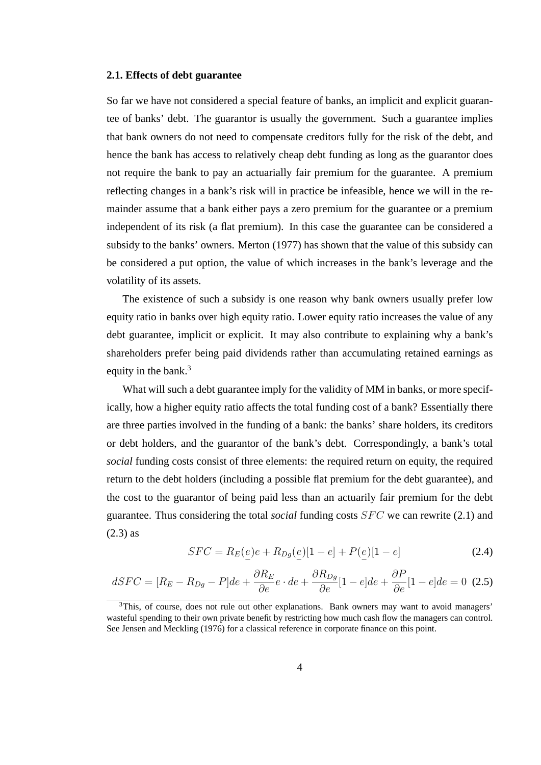### 2.1. Effects of debt guarantee

So far we have not considered a special feature of banks, an implicit and explicit guarantee of banks' debt. The guarantor is usually the government. Such a guarantee implies that bank owners do not need to compensate creditors fully for the risk of the debt, and hence the bank has access to relatively cheap debt funding as long as the guarantor does not require the bank to pay an actuarially fair premium for the guarantee. A premium reflecting changes in a bank's risk will in practice be infeasible, hence we will in the remainder assume that a bank either pays a zero premium for the guarantee or a premium independent of its risk (a flat premium). In this case the guarantee can be considered a subsidy to the banks' owners. Merton (1977) has shown that the value of this subsidy can be considered a put option, the value of which increases in the bank's leverage and the volatility of its assets.

The existence of such a subsidy is one reason why bank owners usually prefer low equity ratio in banks over high equity ratio. Lower equity ratio increases the value of any debt guarantee, implicit or explicit. It may also contribute to explaining why a bank's shareholders prefer being paid dividends rather than accumulating retained earnings as equity in the bank.[3]

What will such a debt guarantee imply for the validity of MM in banks, or more specifically, how a higher equity ratio affects the total funding cost of a bank? Essentially there are three parties involved in the funding of a bank: the banks' share holders, its creditors or debt holders, and the guarantor of the bank's debt. Correspondingly, a bank's total *social* funding costs consist of three elements: the required return on equity, the required return to the debt holders (including a possible flat premium for the debt guarantee), and the cost to the guarantor of being paid less than an actuarially fair premium for the debt guarantee. Thus considering the total *social* funding costs $SFC$ we can rewrite (2.1) and (2.3) as

$$SFC = R_E(\underset{-}{e})e + R_{Dg}(\underset{-}{e})[1-e] + P(\underset{-}{e})[1-e] \tag{2.4}$$

$$dSFC = [R_E - R_{Dg} - P]de + \frac{\partial R_E}{\partial e} e \cdot de + \frac{\partial R_{Dg}}{\partial e}[1-e]de + \frac{\partial P}{\partial e}[1-e]de = 0 \tag{2.5}$$

[3] This, of course, does not rule out other explanations. Bank owners may want to avoid managers' wasteful spending to their own private benefit by restricting how much cash flow the managers can control. See Jensen and Meckling (1976) for a classical reference in corporate finance on this point.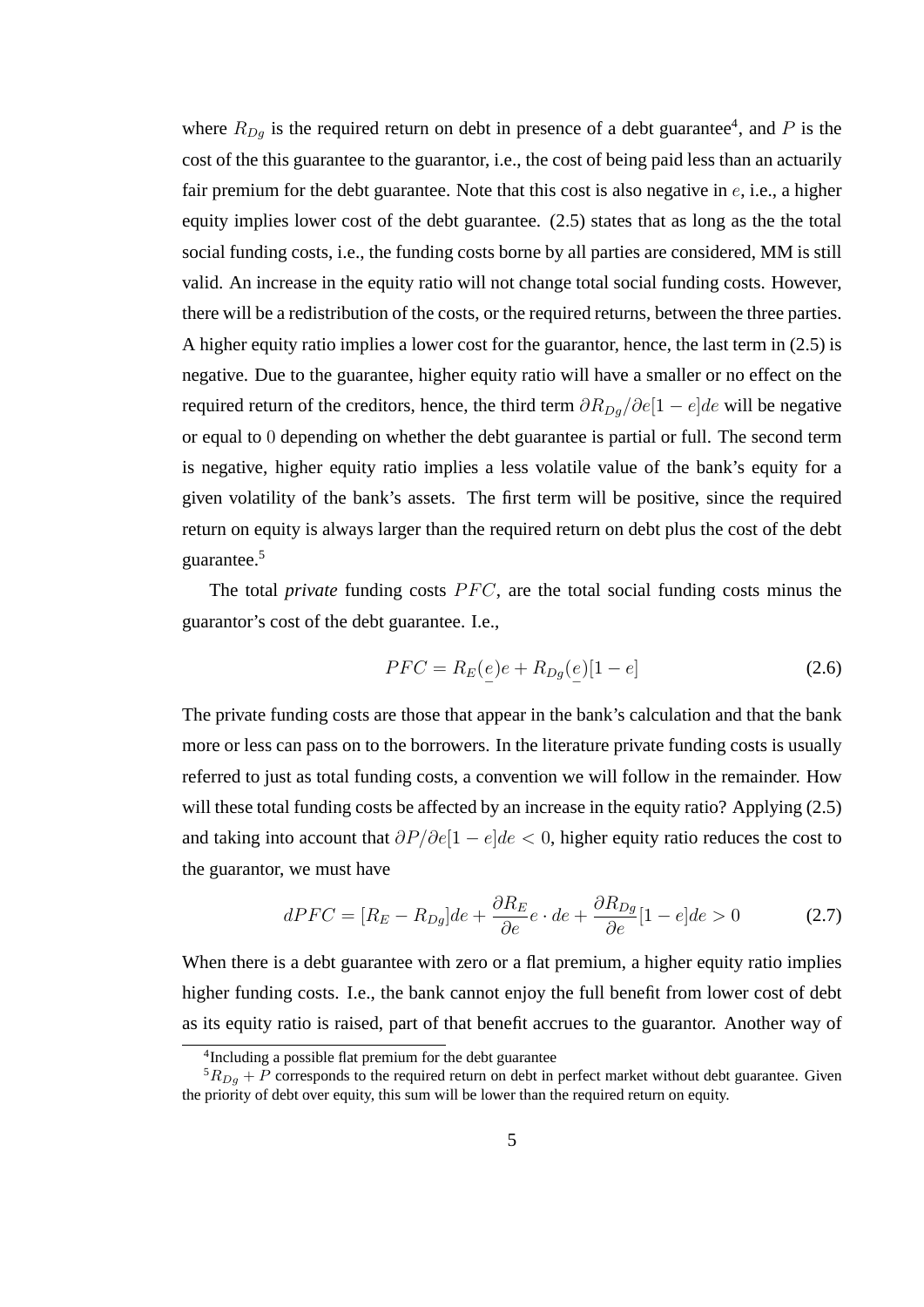where $R_{Dg}$ is the required return on debt in presence of a debt guarantee[4], and $P$ is the cost of the this guarantee to the guarantor, i.e., the cost of being paid less than an actuarily fair premium for the debt guarantee. Note that this cost is also negative in $e$, i.e., a higher equity implies lower cost of the debt guarantee. (2.5) states that as long as the the total social funding costs, i.e., the funding costs borne by all parties are considered, MM is still valid. An increase in the equity ratio will not change total social funding costs. However, there will be a redistribution of the costs, or the required returns, between the three parties. A higher equity ratio implies a lower cost for the guarantor, hence, the last term in (2.5) is negative. Due to the guarantee, higher equity ratio will have a smaller or no effect on the required return of the creditors, hence, the third term $\partial R_{Dg}/\partial e[1-e]de$ will be negative or equal to $0$ depending on whether the debt guarantee is partial or full. The second term is negative, higher equity ratio implies a less volatile value of the bank's equity for a given volatility of the bank's assets. The first term will be positive, since the required return on equity is always larger than the required return on debt plus the cost of the debt guarantee.[5]

The total *private* funding costs $PFC$, are the total social funding costs minus the guarantor's cost of the debt guarantee. I.e.,

$$PFC = R_E(\underset{-}{e})e + R_{Dg}(\underset{-}{e})[1-e] \tag{2.6}$$

The private funding costs are those that appear in the bank's calculation and that the bank more or less can pass on to the borrowers. In the literature private funding costs is usually referred to just as total funding costs, a convention we will follow in the remainder. How will these total funding costs be affected by an increase in the equity ratio? Applying (2.5) and taking into account that $\partial P/\partial e[1-e]de < 0$, higher equity ratio reduces the cost to the guarantor, we must have

$$dPFC = [R_E - R_{Dg}]de + \frac{\partial R_E}{\partial e}e \cdot de + \frac{\partial R_{Dg}}{\partial e}[1-e]de > 0 \tag{2.7}$$

When there is a debt guarantee with zero or a flat premium, a higher equity ratio implies higher funding costs. I.e., the bank cannot enjoy the full benefit from lower cost of debt as its equity ratio is raised, part of that benefit accrues to the guarantor. Another way of

[4] Including a possible flat premium for the debt guarantee

[5] $R_{Dg} + P$ corresponds to the required return on debt in perfect market without debt guarantee. Given the priority of debt over equity, this sum will be lower than the required return on equity.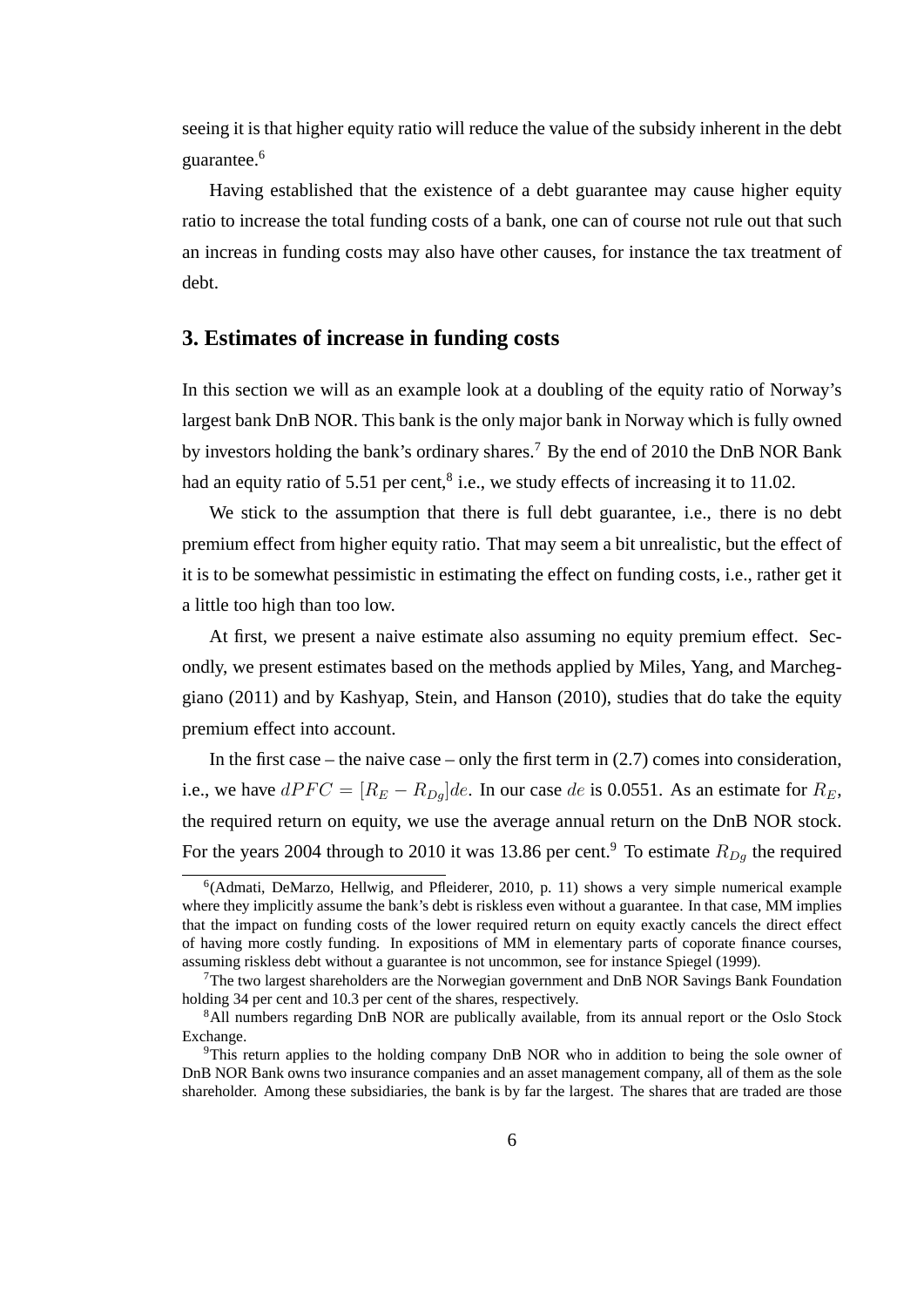seeing it is that higher equity ratio will reduce the value of the subsidy inherent in the debt guarantee.[6]

Having established that the existence of a debt guarantee may cause higher equity ratio to increase the total funding costs of a bank, one can of course not rule out that such an increas in funding costs may also have other causes, for instance the tax treatment of debt.

## 3. Estimates of increase in funding costs

In this section we will as an example look at a doubling of the equity ratio of Norway's largest bank DnB NOR. This bank is the only major bank in Norway which is fully owned by investors holding the bank's ordinary shares.[7] By the end of 2010 the DnB NOR Bank had an equity ratio of 5.51 per cent,[8] i.e., we study effects of increasing it to 11.02.

We stick to the assumption that there is full debt guarantee, i.e., there is no debt premium effect from higher equity ratio. That may seem a bit unrealistic, but the effect of it is to be somewhat pessimistic in estimating the effect on funding costs, i.e., rather get it a little too high than too low.

At first, we present a naive estimate also assuming no equity premium effect. Secondly, we present estimates based on the methods applied by Miles, Yang, and Marcheggiano (2011) and by Kashyap, Stein, and Hanson (2010), studies that do take the equity premium effect into account.

In the first case – the naive case – only the first term in (2.7) comes into consideration, i.e., we have $dPFC = [R_E - R_{Dg}]de$. In our case $de$ is 0.0551. As an estimate for $R_E$, the required return on equity, we use the average annual return on the DnB NOR stock. For the years 2004 through to 2010 it was 13.86 per cent.[9] To estimate $R_{Dg}$ the required

[6](Admati, DeMarzo, Hellwig, and Pfleiderer, 2010, p. 11) shows a very simple numerical example where they implicitly assume the bank's debt is riskless even without a guarantee. In that case, MM implies that the impact on funding costs of the lower required return on equity exactly cancels the direct effect of having more costly funding. In expositions of MM in elementary parts of coporate finance courses, assuming riskless debt without a guarantee is not uncommon, see for instance Spiegel (1999).

[7]The two largest shareholders are the Norwegian government and DnB NOR Savings Bank Foundation holding 34 per cent and 10.3 per cent of the shares, respectively.

[8]All numbers regarding DnB NOR are publically available, from its annual report or the Oslo Stock Exchange.

[9]This return applies to the holding company DnB NOR who in addition to being the sole owner of DnB NOR Bank owns two insurance companies and an asset management company, all of them as the sole shareholder. Among these subsidiaries, the bank is by far the largest. The shares that are traded are those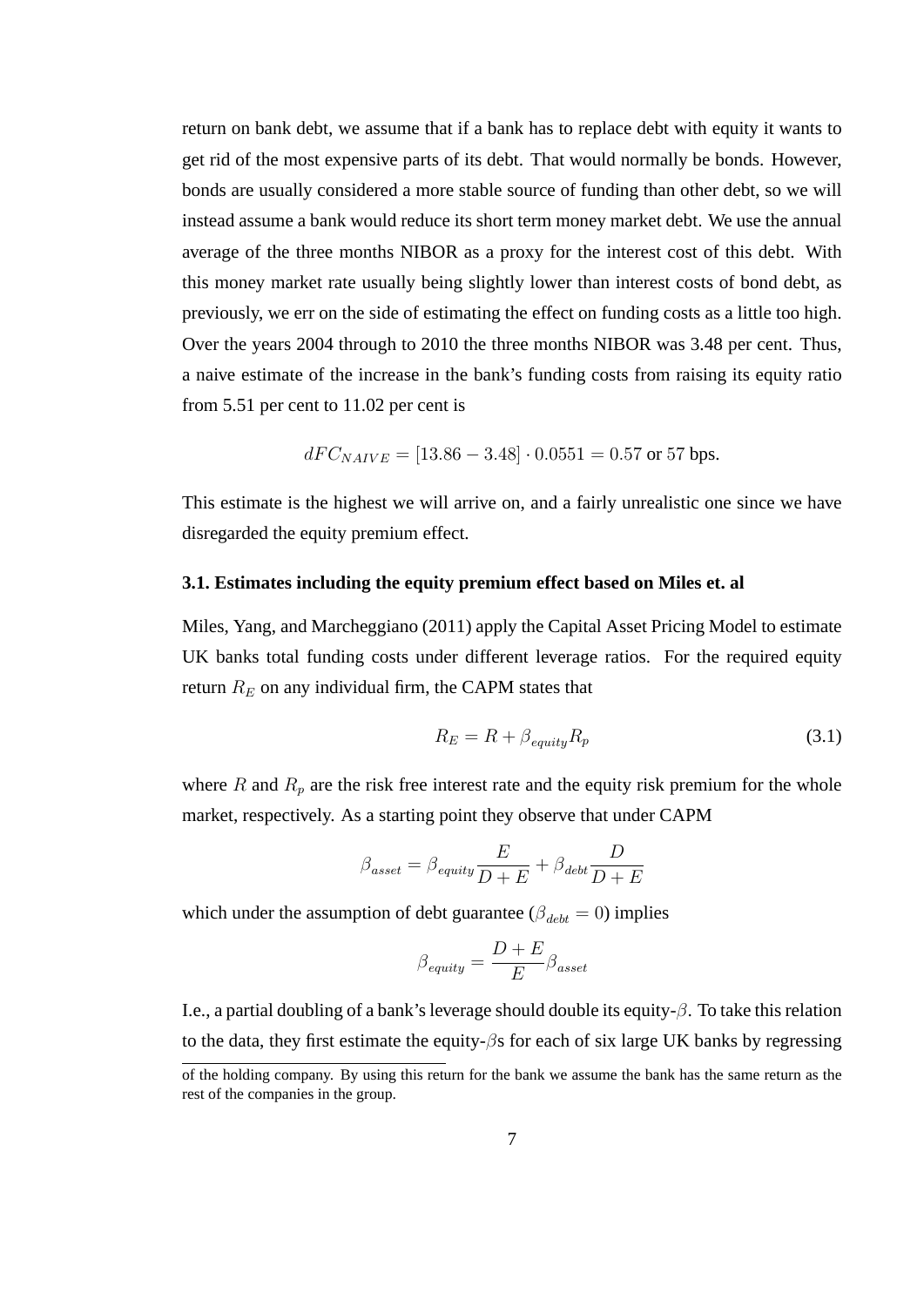return on bank debt, we assume that if a bank has to replace debt with equity it wants to get rid of the most expensive parts of its debt. That would normally be bonds. However, bonds are usually considered a more stable source of funding than other debt, so we will instead assume a bank would reduce its short term money market debt. We use the annual average of the three months NIBOR as a proxy for the interest cost of this debt. With this money market rate usually being slightly lower than interest costs of bond debt, as previously, we err on the side of estimating the effect on funding costs as a little too high. Over the years 2004 through to 2010 the three months NIBOR was 3.48 per cent. Thus, a naive estimate of the increase in the bank's funding costs from raising its equity ratio from 5.51 per cent to 11.02 per cent is

$$dFC_{NAIVE} = [13.86 - 3.48] \cdot 0.0551 = 0.57 \text{ or } 57 \text{ bps.}$$

This estimate is the highest we will arrive on, and a fairly unrealistic one since we have disregarded the equity premium effect.

### 3.1. Estimates including the equity premium effect based on Miles et. al

Miles, Yang, and Marcheggiano (2011) apply the Capital Asset Pricing Model to estimate UK banks total funding costs under different leverage ratios. For the required equity return $R_E$ on any individual firm, the CAPM states that

$$R_E = R + \beta_{equity} R_p \tag{3.1}$$

where $R$ and $R_p$ are the risk free interest rate and the equity risk premium for the whole market, respectively. As a starting point they observe that under CAPM

$$\beta_{asset} = \beta_{equity} \frac{E}{D+E} + \beta_{debt} \frac{D}{D+E}$$

which under the assumption of debt guarantee ($\beta_{debt} = 0$) implies

$$\beta_{equity} = \frac{D+E}{E} \beta_{asset}$$

I.e., a partial doubling of a bank's leverage should double its equity-$\beta$. To take this relation to the data, they first estimate the equity-$\beta$s for each of six large UK banks by regressing

of the holding company. By using this return for the bank we assume the bank has the same return as the rest of the companies in the group.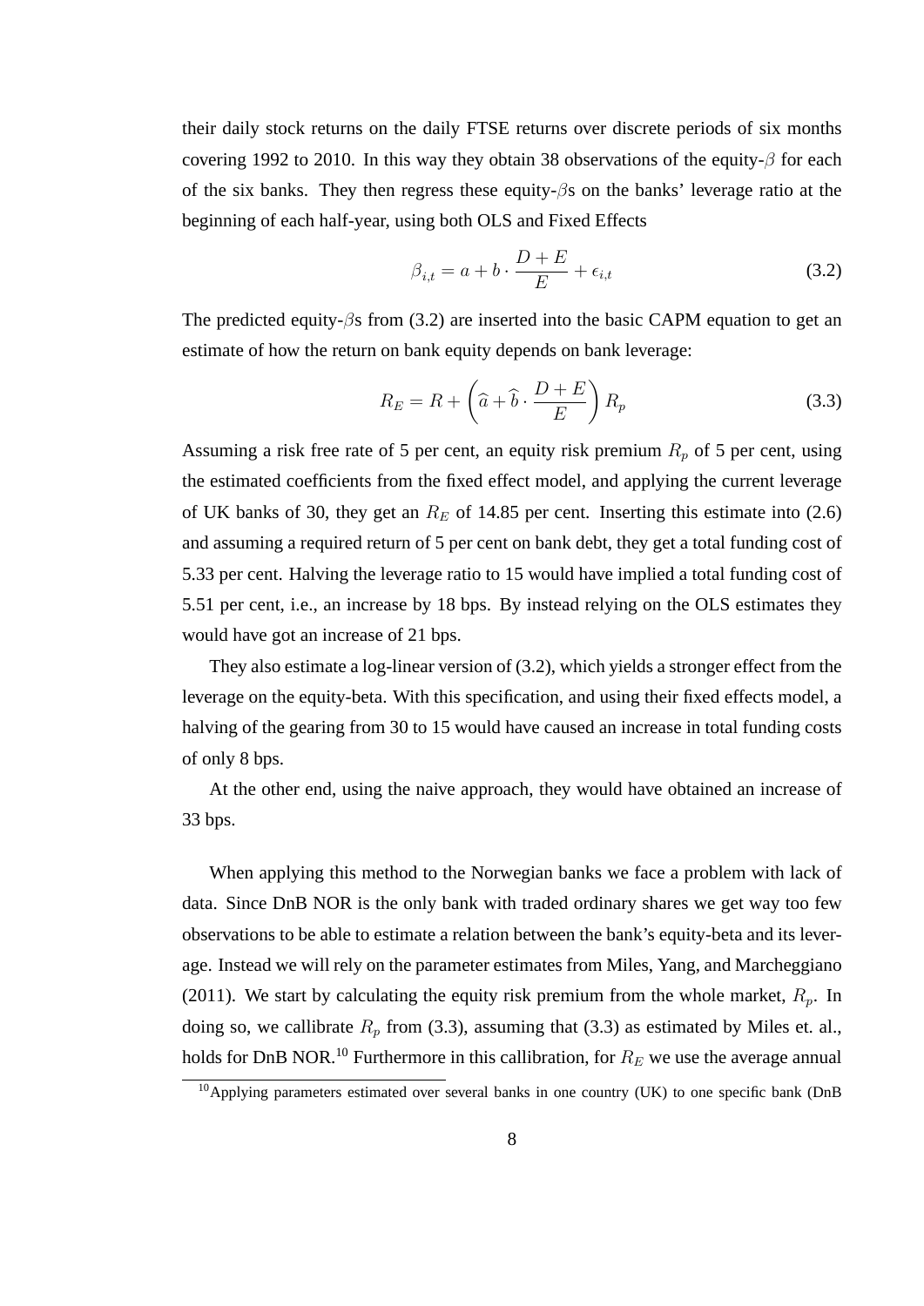their daily stock returns on the daily FTSE returns over discrete periods of six months covering 1992 to 2010. In this way they obtain 38 observations of the equity-$\beta$ for each of the six banks. They then regress these equity-$\beta$s on the banks' leverage ratio at the beginning of each half-year, using both OLS and Fixed Effects

$$\beta_{i,t} = a + b \cdot \frac{D+E}{E} + \epsilon_{i,t} \tag{3.2}$$

The predicted equity-$\beta$s from (3.2) are inserted into the basic CAPM equation to get an estimate of how the return on bank equity depends on bank leverage:

$$R_E = R + \left( \widehat{a} + \widehat{b} \cdot \frac{D+E}{E} \right) R_p \tag{3.3}$$

Assuming a risk free rate of 5 per cent, an equity risk premium $R_p$ of 5 per cent, using the estimated coefficients from the fixed effect model, and applying the current leverage of UK banks of 30, they get an $R_E$ of 14.85 per cent. Inserting this estimate into (2.6) and assuming a required return of 5 per cent on bank debt, they get a total funding cost of 5.33 per cent. Halving the leverage ratio to 15 would have implied a total funding cost of 5.51 per cent, i.e., an increase by 18 bps. By instead relying on the OLS estimates they would have got an increase of 21 bps.

They also estimate a log-linear version of (3.2), which yields a stronger effect from the leverage on the equity-beta. With this specification, and using their fixed effects model, a halving of the gearing from 30 to 15 would have caused an increase in total funding costs of only 8 bps.

At the other end, using the naive approach, they would have obtained an increase of 33 bps.

When applying this method to the Norwegian banks we face a problem with lack of data. Since DnB NOR is the only bank with traded ordinary shares we get way too few observations to be able to estimate a relation between the bank's equity-beta and its leverage. Instead we will rely on the parameter estimates from Miles, Yang, and Marcheggiano (2011). We start by calculating the equity risk premium from the whole market, $R_p$. In doing so, we callibrate $R_p$ from (3.3), assuming that (3.3) as estimated by Miles et. al., holds for DnB NOR.[10] Furthermore in this callibration, for $R_E$ we use the average annual

[10] Applying parameters estimated over several banks in one country (UK) to one specific bank (DnB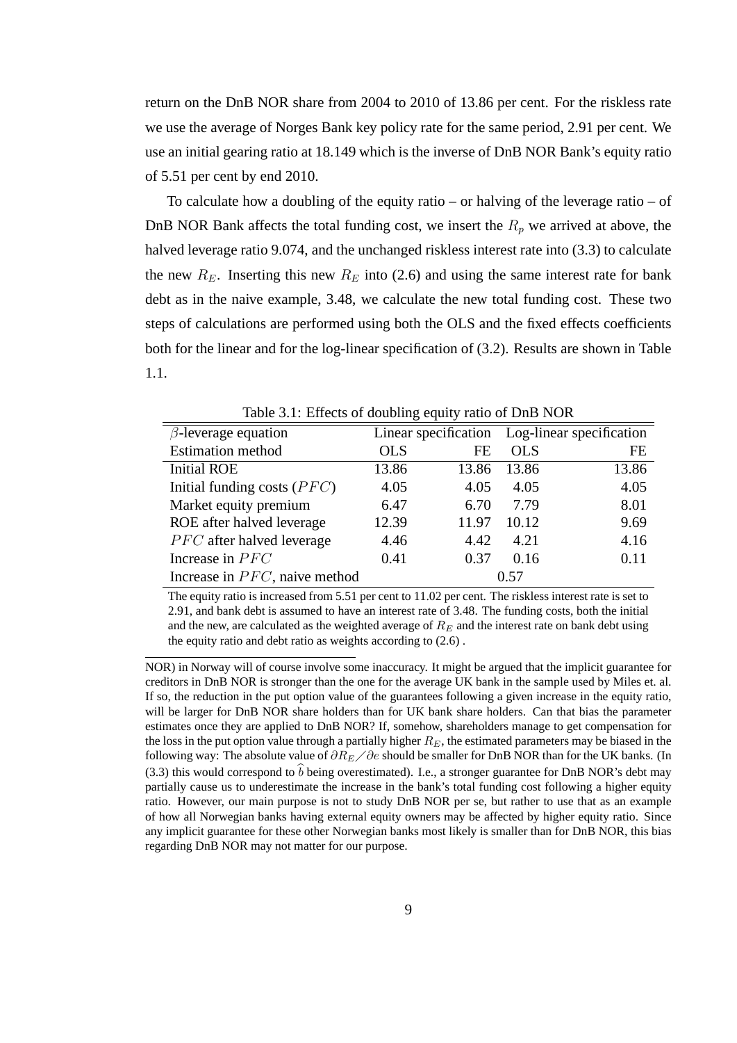return on the DnB NOR share from 2004 to 2010 of 13.86 per cent. For the riskless rate we use the average of Norges Bank key policy rate for the same period, 2.91 per cent. We use an initial gearing ratio at 18.149 which is the inverse of DnB NOR Bank's equity ratio of 5.51 per cent by end 2010.

To calculate how a doubling of the equity ratio – or halving of the leverage ratio – of DnB NOR Bank affects the total funding cost, we insert the $R_p$ we arrived at above, the halved leverage ratio 9.074, and the unchanged riskless interest rate into (3.3) to calculate the new $R_E$. Inserting this new $R_E$ into (2.6) and using the same interest rate for bank debt as in the naive example, 3.48, we calculate the new total funding cost. These two steps of calculations are performed using both the OLS and the fixed effects coefficients both for the linear and for the log-linear specification of (3.2). Results are shown in Table 1.1.

Table 3.1: Effects of doubling equity ratio of DnB NOR

| $\beta$-leverage equation | Linear specification | | Log-linear specification | |
|---|---|---|---|---|
| Estimation method | OLS | FE | OLS | FE |
| Initial ROE | 13.86 | 13.86 | 13.86 | 13.86 |
| Initial funding costs ($PFC$) | 4.05 | 4.05 | 4.05 | 4.05 |
| Market equity premium | 6.47 | 6.70 | 7.79 | 8.01 |
| ROE after halved leverage | 12.39 | 11.97 | 10.12 | 9.69 |
| $PFC$ after halved leverage | 4.46 | 4.42 | 4.21 | 4.16 |
| Increase in $PFC$ | 0.41 | 0.37 | 0.16 | 0.11 |
| Increase in $PFC$, naive method | 0.57 | | | |

The equity ratio is increased from 5.51 per cent to 11.02 per cent. The riskless interest rate is set to 2.91, and bank debt is assumed to have an interest rate of 3.48. The funding costs, both the initial and the new, are calculated as the weighted average of $R_E$ and the interest rate on bank debt using the equity ratio and debt ratio as weights according to (2.6) .

NOR) in Norway will of course involve some inaccuracy. It might be argued that the implicit guarantee for creditors in DnB NOR is stronger than the one for the average UK bank in the sample used by Miles et. al. If so, the reduction in the put option value of the guarantees following a given increase in the equity ratio, will be larger for DnB NOR share holders than for UK bank share holders. Can that bias the parameter estimates once they are applied to DnB NOR? If, somehow, shareholders manage to get compensation for the loss in the put option value through a partially higher $R_E$, the estimated parameters may be biased in the following way: The absolute value of $\partial R_E / \partial e$ should be smaller for DnB NOR than for the UK banks. (In (3.3) this would correspond to $\widehat{b}$ being overestimated). I.e., a stronger guarantee for DnB NOR's debt may partially cause us to underestimate the increase in the bank's total funding cost following a higher equity ratio. However, our main purpose is not to study DnB NOR per se, but rather to use that as an example of how all Norwegian banks having external equity owners may be affected by higher equity ratio. Since any implicit guarantee for these other Norwegian banks most likely is smaller than for DnB NOR, this bias regarding DnB NOR may not matter for our purpose.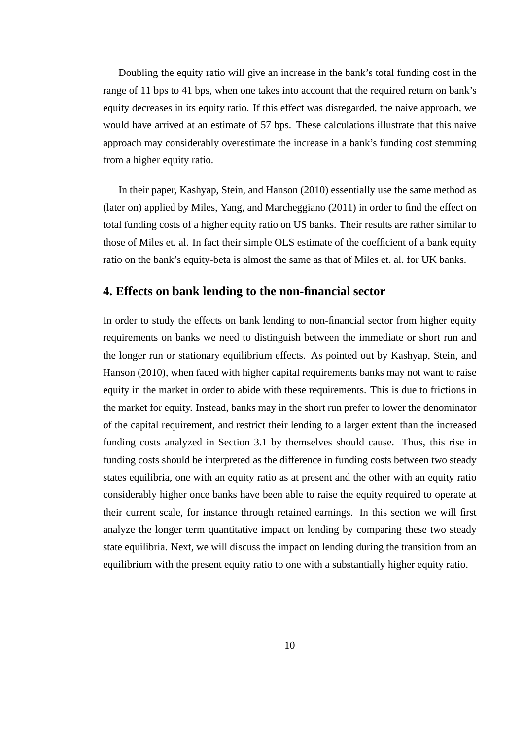Doubling the equity ratio will give an increase in the bank's total funding cost in the range of 11 bps to 41 bps, when one takes into account that the required return on bank's equity decreases in its equity ratio. If this effect was disregarded, the naive approach, we would have arrived at an estimate of 57 bps. These calculations illustrate that this naive approach may considerably overestimate the increase in a bank's funding cost stemming from a higher equity ratio.

In their paper, Kashyap, Stein, and Hanson (2010) essentially use the same method as (later on) applied by Miles, Yang, and Marcheggiano (2011) in order to find the effect on total funding costs of a higher equity ratio on US banks. Their results are rather similar to those of Miles et. al. In fact their simple OLS estimate of the coefficient of a bank equity ratio on the bank's equity-beta is almost the same as that of Miles et. al. for UK banks.

## 4. Effects on bank lending to the non-financial sector

In order to study the effects on bank lending to non-financial sector from higher equity requirements on banks we need to distinguish between the immediate or short run and the longer run or stationary equilibrium effects. As pointed out by Kashyap, Stein, and Hanson (2010), when faced with higher capital requirements banks may not want to raise equity in the market in order to abide with these requirements. This is due to frictions in the market for equity. Instead, banks may in the short run prefer to lower the denominator of the capital requirement, and restrict their lending to a larger extent than the increased funding costs analyzed in Section 3.1 by themselves should cause. Thus, this rise in funding costs should be interpreted as the difference in funding costs between two steady states equilibria, one with an equity ratio as at present and the other with an equity ratio considerably higher once banks have been able to raise the equity required to operate at their current scale, for instance through retained earnings. In this section we will first analyze the longer term quantitative impact on lending by comparing these two steady state equilibria. Next, we will discuss the impact on lending during the transition from an equilibrium with the present equity ratio to one with a substantially higher equity ratio.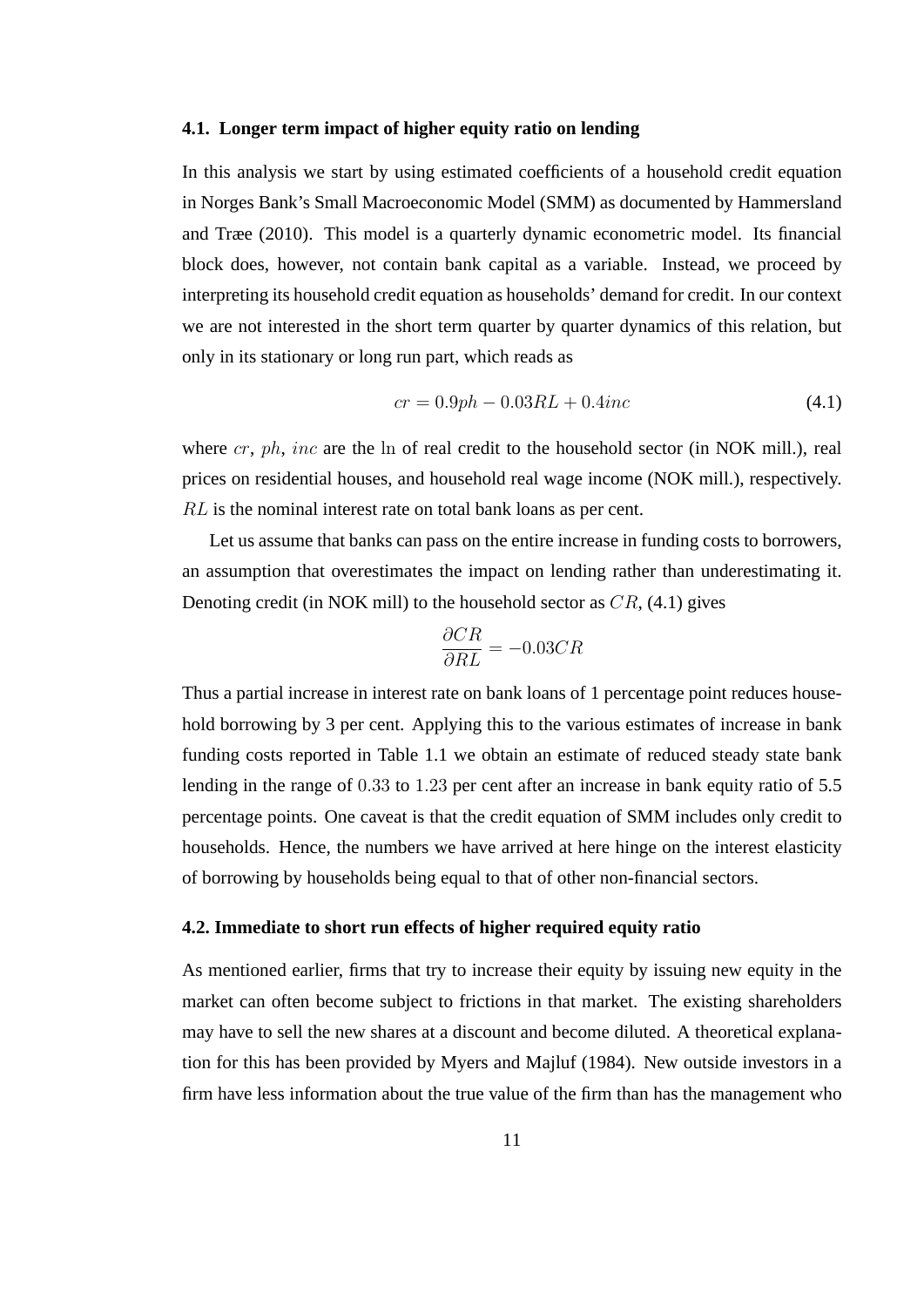### 4.1. Longer term impact of higher equity ratio on lending

In this analysis we start by using estimated coefficients of a household credit equation in Norges Bank's Small Macroeconomic Model (SMM) as documented by Hammersland and Træe (2010). This model is a quarterly dynamic econometric model. Its financial block does, however, not contain bank capital as a variable. Instead, we proceed by interpreting its household credit equation as households' demand for credit. In our context we are not interested in the short term quarter by quarter dynamics of this relation, but only in its stationary or long run part, which reads as

$$cr = 0.9ph - 0.03RL + 0.4inc \tag{4.1}$$

where $cr$, $ph$, $inc$ are the $\ln$ of real credit to the household sector (in NOK mill.), real prices on residential houses, and household real wage income (NOK mill.), respectively. $RL$ is the nominal interest rate on total bank loans as per cent.

Let us assume that banks can pass on the entire increase in funding costs to borrowers, an assumption that overestimates the impact on lending rather than underestimating it. Denoting credit (in NOK mill) to the household sector as $CR$, (4.1) gives

$$\frac{\partial CR}{\partial RL} = -0.03CR$$

Thus a partial increase in interest rate on bank loans of 1 percentage point reduces household borrowing by 3 per cent. Applying this to the various estimates of increase in bank funding costs reported in Table 1.1 we obtain an estimate of reduced steady state bank lending in the range of $0.33$ to $1.23$ per cent after an increase in bank equity ratio of 5.5 percentage points. One caveat is that the credit equation of SMM includes only credit to households. Hence, the numbers we have arrived at here hinge on the interest elasticity of borrowing by households being equal to that of other non-financial sectors.

### 4.2. Immediate to short run effects of higher required equity ratio

As mentioned earlier, firms that try to increase their equity by issuing new equity in the market can often become subject to frictions in that market. The existing shareholders may have to sell the new shares at a discount and become diluted. A theoretical explanation for this has been provided by Myers and Majluf (1984). New outside investors in a firm have less information about the true value of the firm than has the management who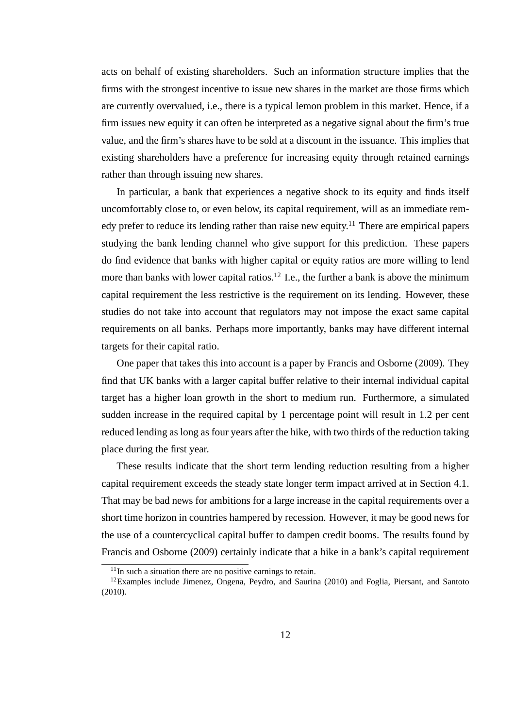acts on behalf of existing shareholders. Such an information structure implies that the firms with the strongest incentive to issue new shares in the market are those firms which are currently overvalued, i.e., there is a typical lemon problem in this market. Hence, if a firm issues new equity it can often be interpreted as a negative signal about the firm's true value, and the firm's shares have to be sold at a discount in the issuance. This implies that existing shareholders have a preference for increasing equity through retained earnings rather than through issuing new shares.

In particular, a bank that experiences a negative shock to its equity and finds itself uncomfortably close to, or even below, its capital requirement, will as an immediate remedy prefer to reduce its lending rather than raise new equity.[11] There are empirical papers studying the bank lending channel who give support for this prediction. These papers do find evidence that banks with higher capital or equity ratios are more willing to lend more than banks with lower capital ratios.[12] I.e., the further a bank is above the minimum capital requirement the less restrictive is the requirement on its lending. However, these studies do not take into account that regulators may not impose the exact same capital requirements on all banks. Perhaps more importantly, banks may have different internal targets for their capital ratio.

One paper that takes this into account is a paper by Francis and Osborne (2009). They find that UK banks with a larger capital buffer relative to their internal individual capital target has a higher loan growth in the short to medium run. Furthermore, a simulated sudden increase in the required capital by 1 percentage point will result in 1.2 per cent reduced lending as long as four years after the hike, with two thirds of the reduction taking place during the first year.

These results indicate that the short term lending reduction resulting from a higher capital requirement exceeds the steady state longer term impact arrived at in Section 4.1. That may be bad news for ambitions for a large increase in the capital requirements over a short time horizon in countries hampered by recession. However, it may be good news for the use of a countercyclical capital buffer to dampen credit booms. The results found by Francis and Osborne (2009) certainly indicate that a hike in a bank's capital requirement

[11] In such a situation there are no positive earnings to retain.

[12] Examples include Jimenez, Ongena, Peydro, and Saurina (2010) and Foglia, Piersant, and Santoto (2010).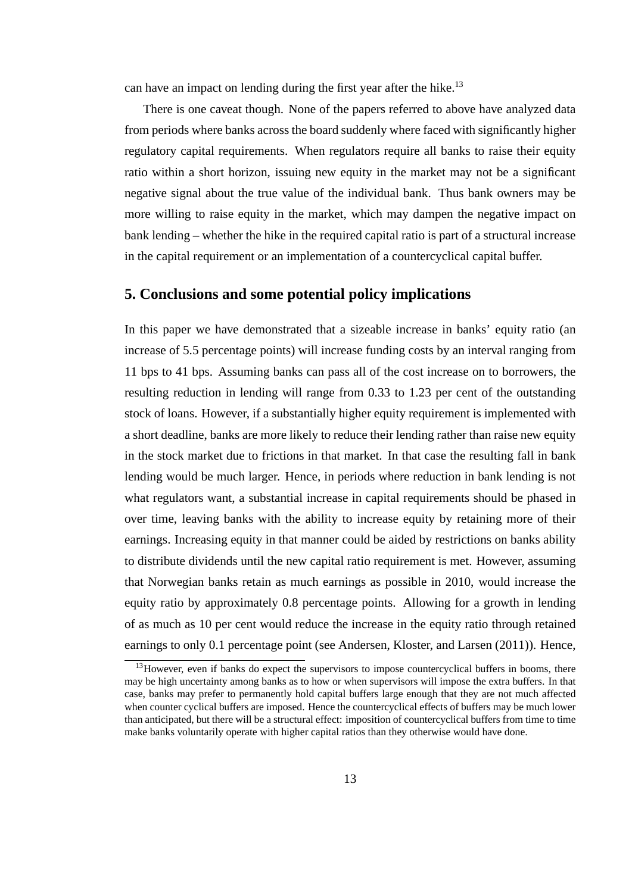can have an impact on lending during the first year after the hike.[13]

There is one caveat though. None of the papers referred to above have analyzed data from periods where banks across the board suddenly where faced with significantly higher regulatory capital requirements. When regulators require all banks to raise their equity ratio within a short horizon, issuing new equity in the market may not be a significant negative signal about the true value of the individual bank. Thus bank owners may be more willing to raise equity in the market, which may dampen the negative impact on bank lending – whether the hike in the required capital ratio is part of a structural increase in the capital requirement or an implementation of a countercyclical capital buffer.

## 5. Conclusions and some potential policy implications

In this paper we have demonstrated that a sizeable increase in banks' equity ratio (an increase of 5.5 percentage points) will increase funding costs by an interval ranging from 11 bps to 41 bps. Assuming banks can pass all of the cost increase on to borrowers, the resulting reduction in lending will range from 0.33 to 1.23 per cent of the outstanding stock of loans. However, if a substantially higher equity requirement is implemented with a short deadline, banks are more likely to reduce their lending rather than raise new equity in the stock market due to frictions in that market. In that case the resulting fall in bank lending would be much larger. Hence, in periods where reduction in bank lending is not what regulators want, a substantial increase in capital requirements should be phased in over time, leaving banks with the ability to increase equity by retaining more of their earnings. Increasing equity in that manner could be aided by restrictions on banks ability to distribute dividends until the new capital ratio requirement is met. However, assuming that Norwegian banks retain as much earnings as possible in 2010, would increase the equity ratio by approximately 0.8 percentage points. Allowing for a growth in lending of as much as 10 per cent would reduce the increase in the equity ratio through retained earnings to only 0.1 percentage point (see Andersen, Kloster, and Larsen (2011)). Hence,

[13] However, even if banks do expect the supervisors to impose countercyclical buffers in booms, there may be high uncertainty among banks as to how or when supervisors will impose the extra buffers. In that case, banks may prefer to permanently hold capital buffers large enough that they are not much affected when counter cyclical buffers are imposed. Hence the countercyclical effects of buffers may be much lower than anticipated, but there will be a structural effect: imposition of countercyclical buffers from time to time make banks voluntarily operate with higher capital ratios than they otherwise would have done.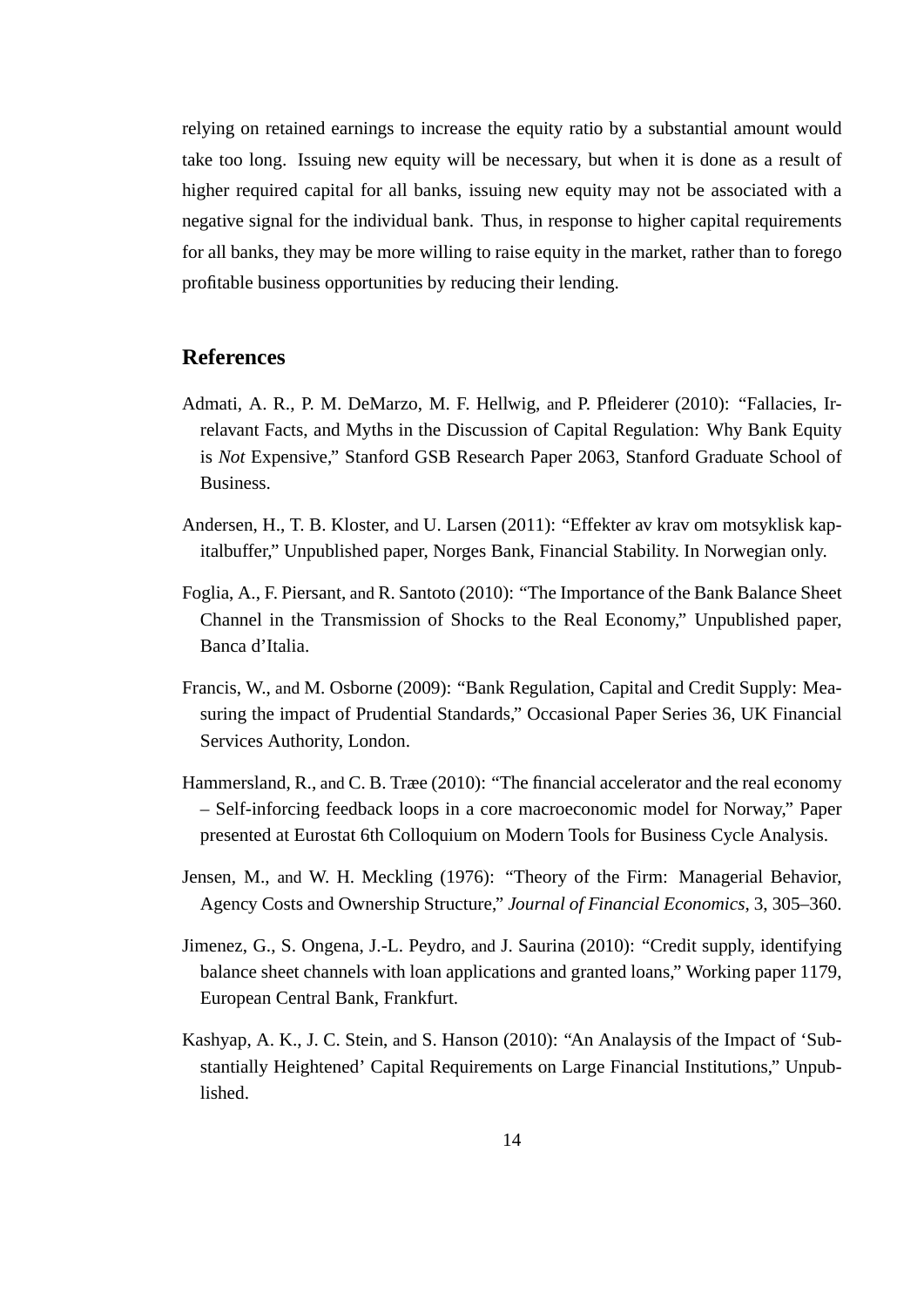relying on retained earnings to increase the equity ratio by a substantial amount would take too long. Issuing new equity will be necessary, but when it is done as a result of higher required capital for all banks, issuing new equity may not be associated with a negative signal for the individual bank. Thus, in response to higher capital requirements for all banks, they may be more willing to raise equity in the market, rather than to forego profitable business opportunities by reducing their lending.

## References

Admati, A. R., P. M. DeMarzo, M. F. Hellwig, and P. Pfleiderer (2010): "Fallacies, Irrelavant Facts, and Myths in the Discussion of Capital Regulation: Why Bank Equity is *Not* Expensive," Stanford GSB Research Paper 2063, Stanford Graduate School of Business.

Andersen, H., T. B. Kloster, and U. Larsen (2011): "Effekter av krav om motsyklisk kapitalbuffer," Unpublished paper, Norges Bank, Financial Stability. In Norwegian only.

Foglia, A., F. Piersant, and R. Santoto (2010): "The Importance of the Bank Balance Sheet Channel in the Transmission of Shocks to the Real Economy," Unpublished paper, Banca d'Italia.

Francis, W., and M. Osborne (2009): "Bank Regulation, Capital and Credit Supply: Measuring the impact of Prudential Standards," Occasional Paper Series 36, UK Financial Services Authority, London.

Hammersland, R., and C. B. Træe (2010): "The financial accelerator and the real economy – Self-inforcing feedback loops in a core macroeconomic model for Norway," Paper presented at Eurostat 6th Colloquium on Modern Tools for Business Cycle Analysis.

Jensen, M., and W. H. Meckling (1976): "Theory of the Firm: Managerial Behavior, Agency Costs and Ownership Structure," *Journal of Financial Economics*, 3, 305–360.

Jimenez, G., S. Ongena, J.-L. Peydro, and J. Saurina (2010): "Credit supply, identifying balance sheet channels with loan applications and granted loans," Working paper 1179, European Central Bank, Frankfurt.

Kashyap, A. K., J. C. Stein, and S. Hanson (2010): "An Analaysis of the Impact of 'Substantially Heightened' Capital Requirements on Large Financial Institutions," Unpublished.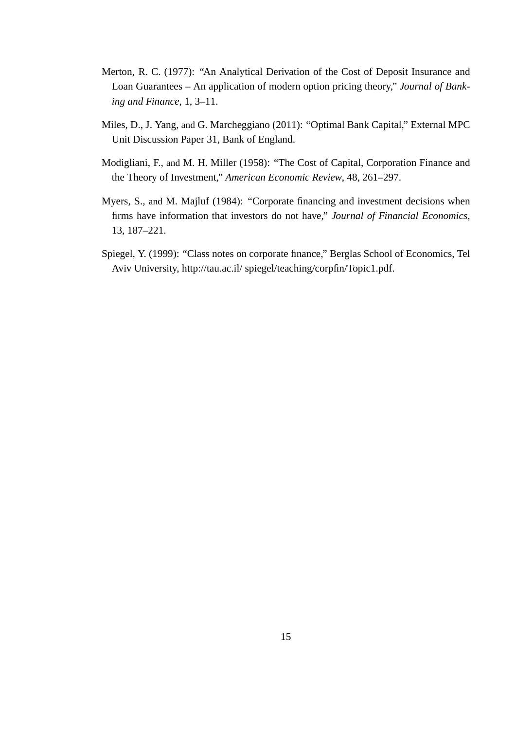Merton, R. C. (1977): "An Analytical Derivation of the Cost of Deposit Insurance and Loan Guarantees – An application of modern option pricing theory," *Journal of Banking and Finance*, 1, 3–11.

Miles, D., J. Yang, and G. Marcheggiano (2011): "Optimal Bank Capital," External MPC Unit Discussion Paper 31, Bank of England.

Modigliani, F., and M. H. Miller (1958): "The Cost of Capital, Corporation Finance and the Theory of Investment," *American Economic Review*, 48, 261–297.

Myers, S., and M. Majluf (1984): "Corporate financing and investment decisions when firms have information that investors do not have," *Journal of Financial Economics*, 13, 187–221.

Spiegel, Y. (1999): "Class notes on corporate finance," Berglas School of Economics, Tel Aviv University, http://tau.ac.il/ spiegel/teaching/corpfin/Topic1.pdf.